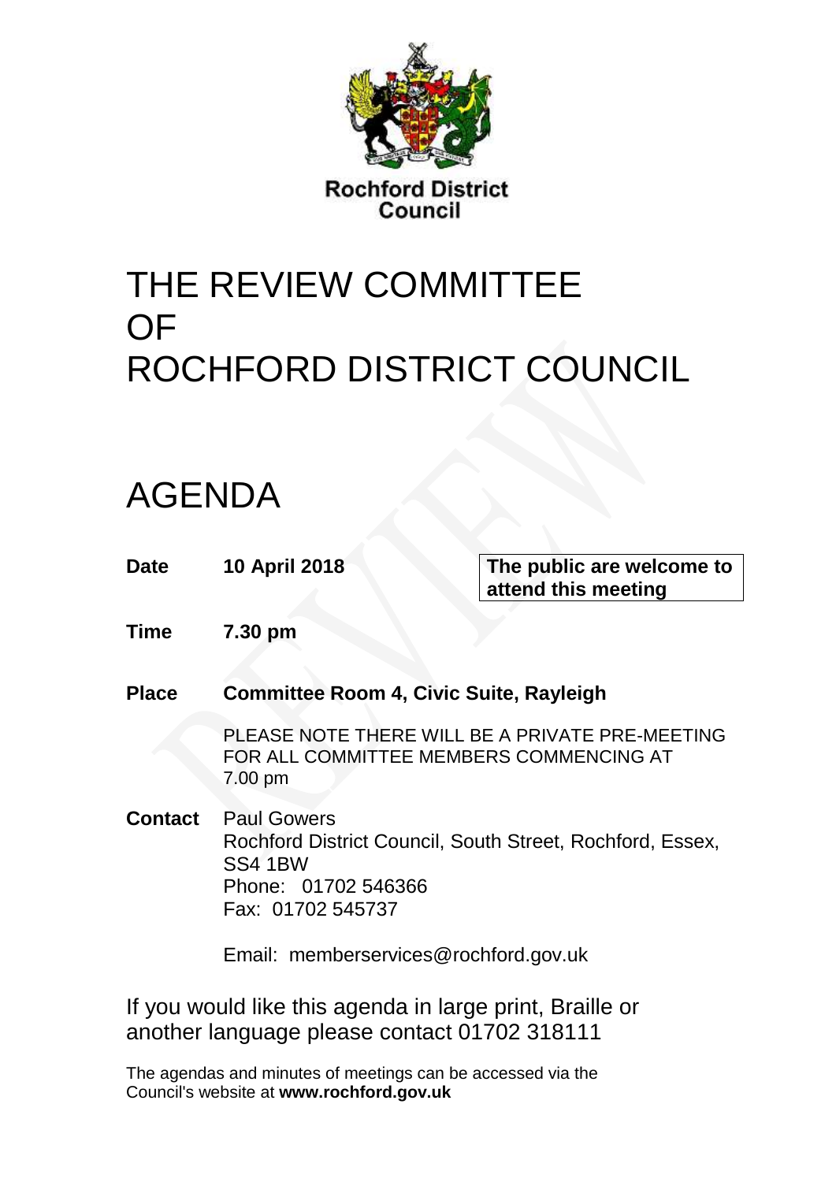Rochford District Council

# THE REVIEW COMMITTEE OF ROCHFORD DISTRICT COUNCIL

# AGENDA

**Date** **10 April 2018**

**The public are welcome to attend this meeting**

**Time** **7.30 pm**

**Place** **Committee Room 4, Civic Suite, Rayleigh**

PLEASE NOTE THERE WILL BE A PRIVATE PRE-MEETING FOR ALL COMMITTEE MEMBERS COMMENCING AT 7.00 pm

**Contact** Paul Gowers
Rochford District Council, South Street, Rochford, Essex, SS4 1BW
Phone: 01702 546366
Fax: 01702 545737

Email: memberservices@rochford.gov.uk

If you would like this agenda in large print, Braille or another language please contact 01702 318111

The agendas and minutes of meetings can be accessed via the Council's website at **www.rochford.gov.uk**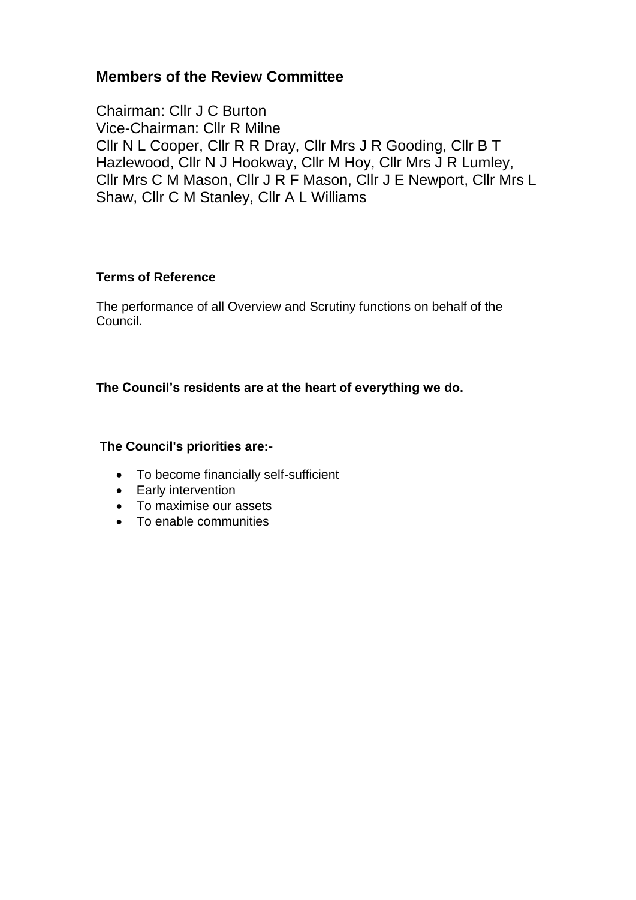## Members of the Review Committee

Chairman: Cllr J C Burton
Vice-Chairman: Cllr R Milne
Cllr N L Cooper, Cllr R R Dray, Cllr Mrs J R Gooding, Cllr B T Hazlewood, Cllr N J Hookway, Cllr M Hoy, Cllr Mrs J R Lumley, Cllr Mrs C M Mason, Cllr J R F Mason, Cllr J E Newport, Cllr Mrs L Shaw, Cllr C M Stanley, Cllr A L Williams

**Terms of Reference**

The performance of all Overview and Scrutiny functions on behalf of the Council.

**The Council's residents are at the heart of everything we do.**

**The Council's priorities are:-**

- To become financially self-sufficient
- Early intervention
- To maximise our assets
- To enable communities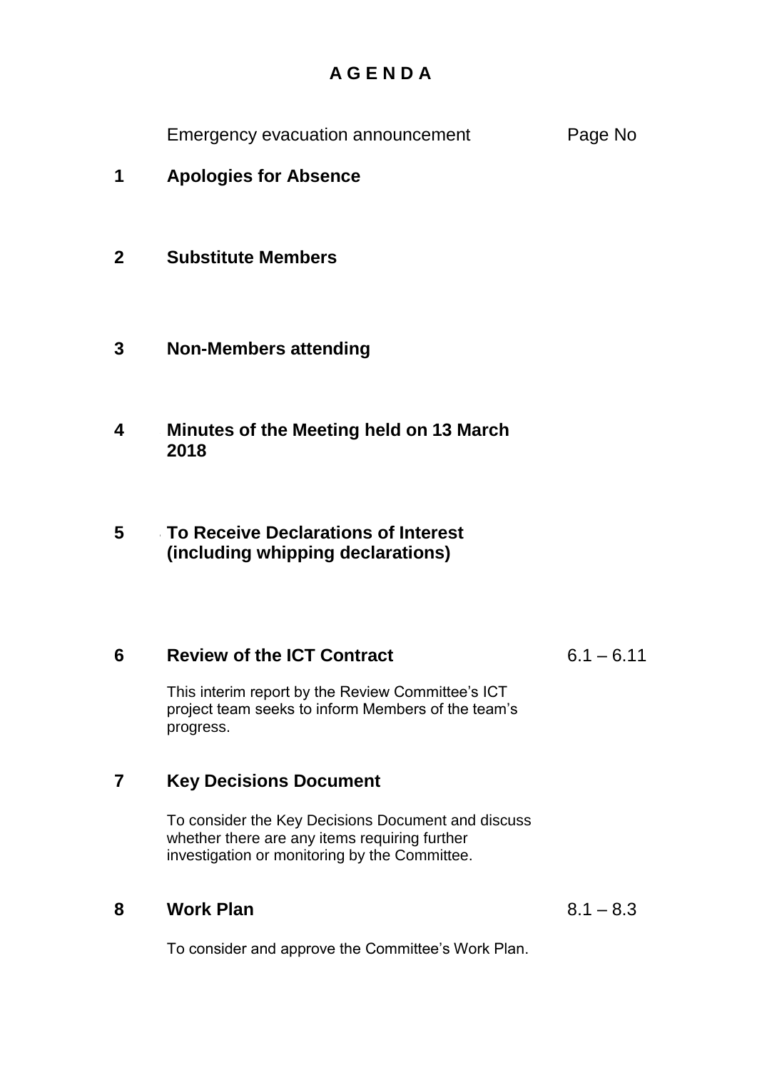# A G E N D A

| | | Page No |
|---|---|---|
| | Emergency evacuation announcement | |
| **1** | **Apologies for Absence** | |
| **2** | **Substitute Members** | |
| **3** | **Non-Members attending** | |
| **4** | **Minutes of the Meeting held on 13 March 2018** | |
| **5** | **To Receive Declarations of Interest (including whipping declarations)** | |
| **6** | **Review of the ICT Contract**<br><br>This interim report by the Review Committee's ICT project team seeks to inform Members of the team's progress. | 6.1 – 6.11 |
| **7** | **Key Decisions Document**<br><br>To consider the Key Decisions Document and discuss whether there are any items requiring further investigation or monitoring by the Committee. | |
| **8** | **Work Plan**<br><br>To consider and approve the Committee's Work Plan. | 8.1 – 8.3 |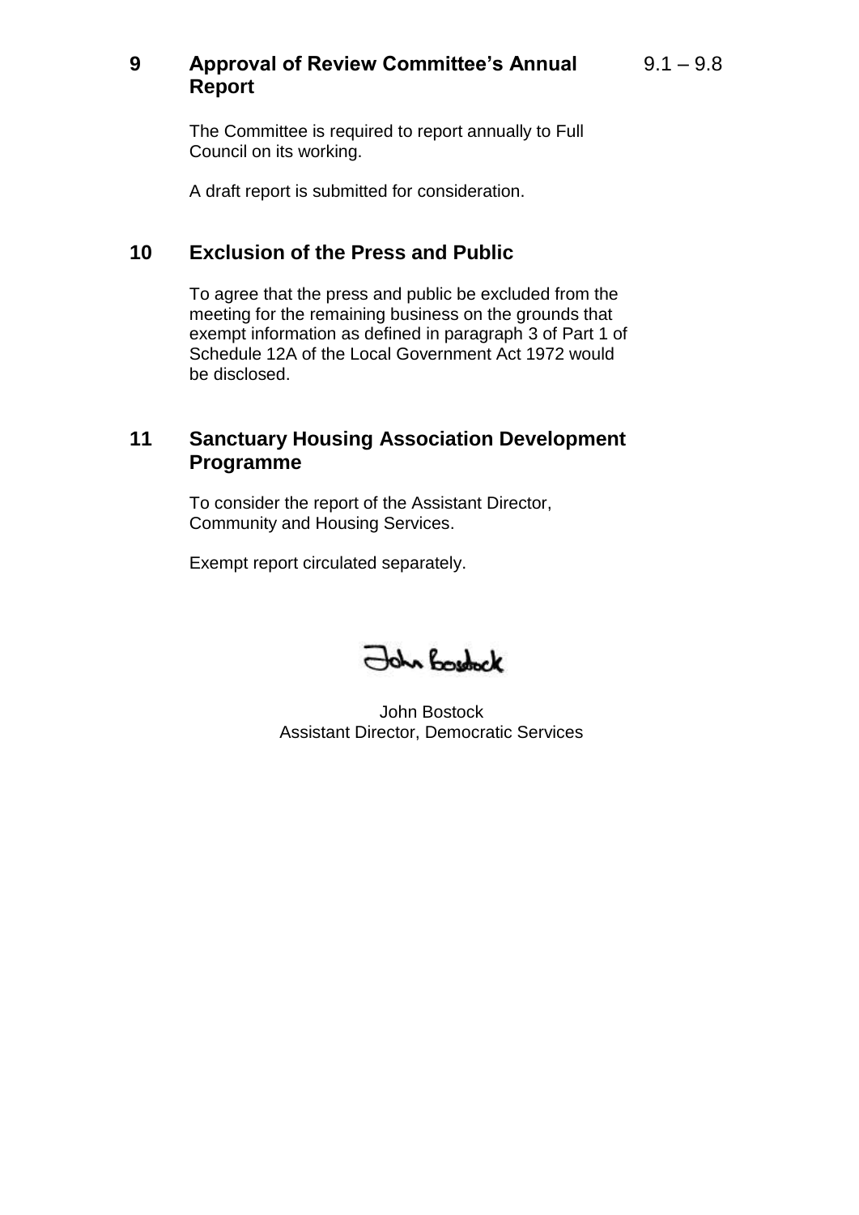## 9 Approval of Review Committee's Annual Report

9.1 – 9.8

The Committee is required to report annually to Full Council on its working.

A draft report is submitted for consideration.

## 10 Exclusion of the Press and Public

To agree that the press and public be excluded from the meeting for the remaining business on the grounds that exempt information as defined in paragraph 3 of Part 1 of Schedule 12A of the Local Government Act 1972 would be disclosed.

## 11 Sanctuary Housing Association Development Programme

To consider the report of the Assistant Director, Community and Housing Services.

Exempt report circulated separately.

John Bostock

John Bostock
Assistant Director, Democratic Services